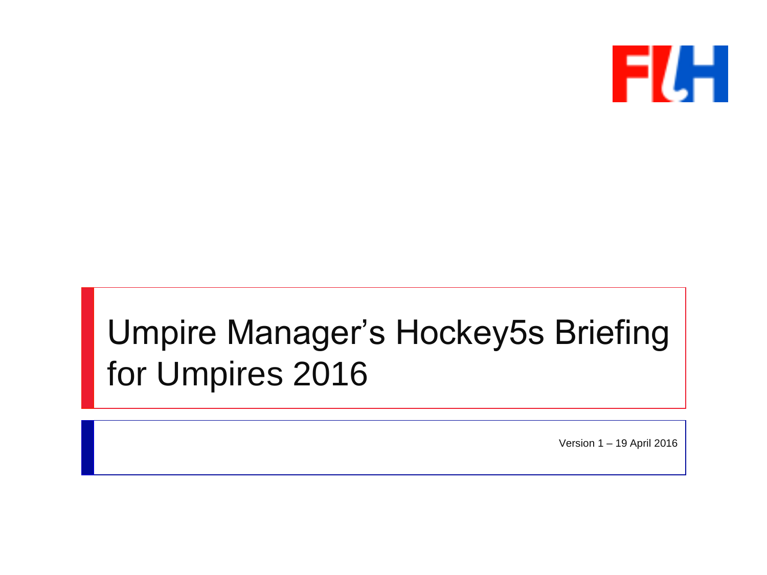# Umpire Manager's Hockey5s Briefing for Umpires 2016

Version 1 – 19 April 2016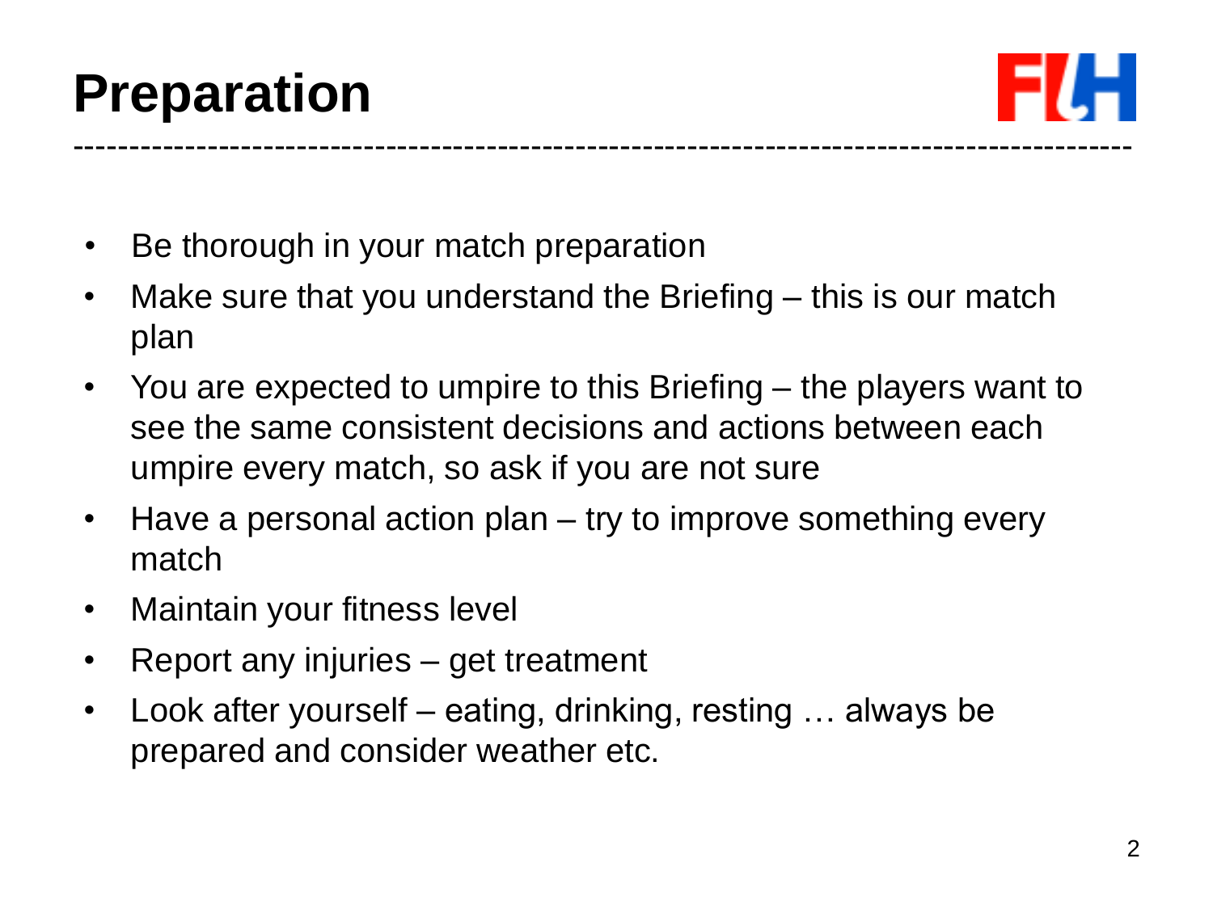# Preparation

- Be thorough in your match preparation
- Make sure that you understand the Briefing – this is our match plan
- You are expected to umpire to this Briefing – the players want to see the same consistent decisions and actions between each umpire every match, so ask if you are not sure
- Have a personal action plan – try to improve something every match
- Maintain your fitness level
- Report any injuries – get treatment
- Look after yourself – eating, drinking, resting … always be prepared and consider weather etc.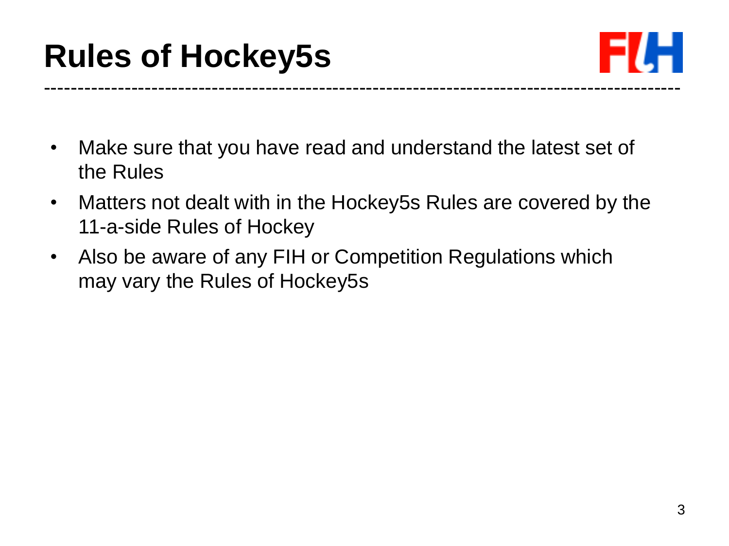# Rules of Hockey5s

- Make sure that you have read and understand the latest set of the Rules
- Matters not dealt with in the Hockey5s Rules are covered by the 11-a-side Rules of Hockey
- Also be aware of any FIH or Competition Regulations which may vary the Rules of Hockey5s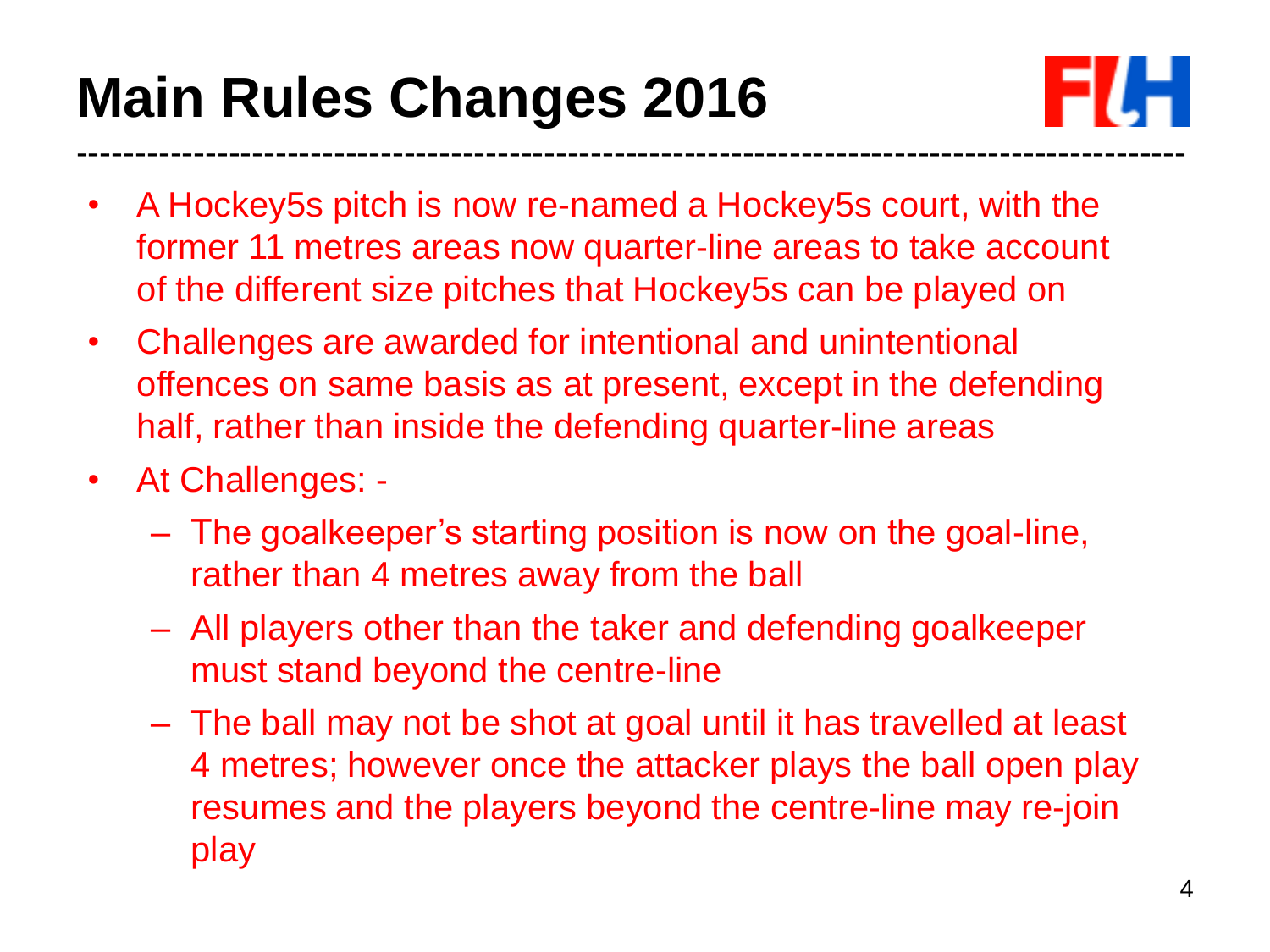# Main Rules Changes 2016

- A Hockey5s pitch is now re-named a Hockey5s court, with the former 11 metres areas now quarter-line areas to take account of the different size pitches that Hockey5s can be played on
- Challenges are awarded for intentional and unintentional offences on same basis as at present, except in the defending half, rather than inside the defending quarter-line areas
- At Challenges: -
  - The goalkeeper's starting position is now on the goal-line, rather than 4 metres away from the ball
  - All players other than the taker and defending goalkeeper must stand beyond the centre-line
  - The ball may not be shot at goal until it has travelled at least 4 metres; however once the attacker plays the ball open play resumes and the players beyond the centre-line may re-join play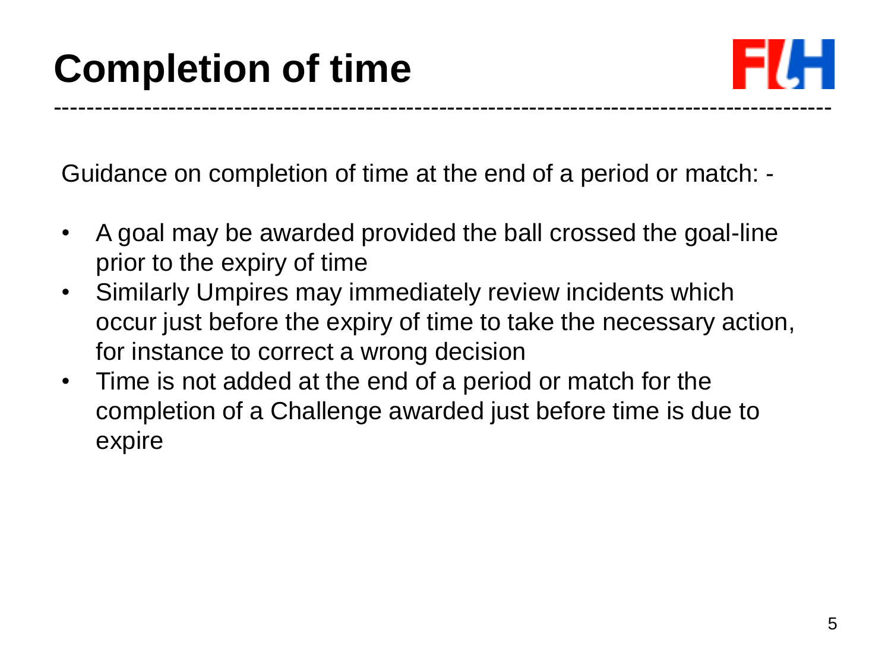# Completion of time

Guidance on completion of time at the end of a period or match: -

- A goal may be awarded provided the ball crossed the goal-line prior to the expiry of time
- Similarly Umpires may immediately review incidents which occur just before the expiry of time to take the necessary action, for instance to correct a wrong decision
- Time is not added at the end of a period or match for the completion of a Challenge awarded just before time is due to expire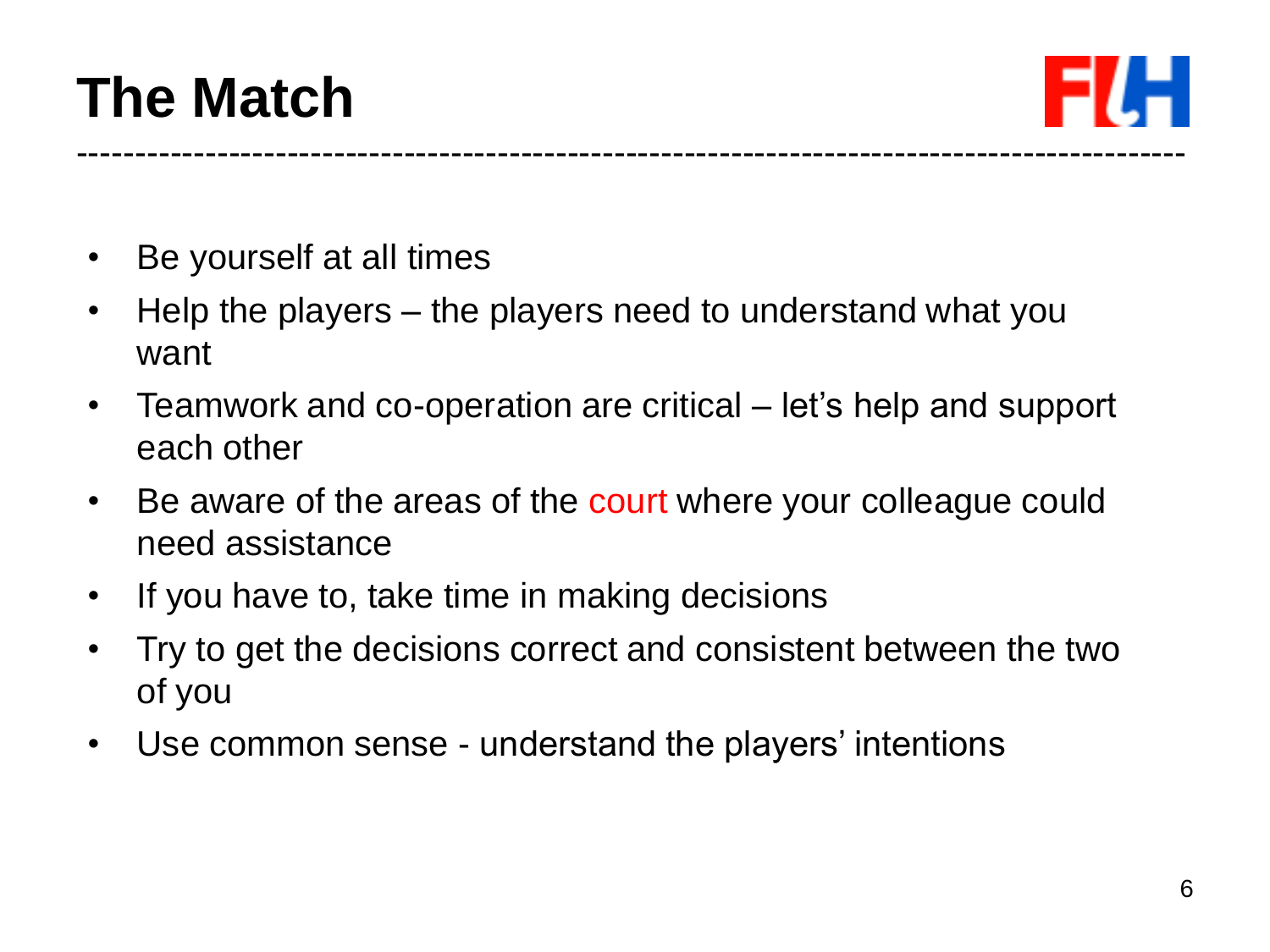# The Match

- Be yourself at all times
- Help the players – the players need to understand what you want
- Teamwork and co-operation are critical – let's help and support each other
- Be aware of the areas of the court where your colleague could need assistance
- If you have to, take time in making decisions
- Try to get the decisions correct and consistent between the two of you
- Use common sense - understand the players' intentions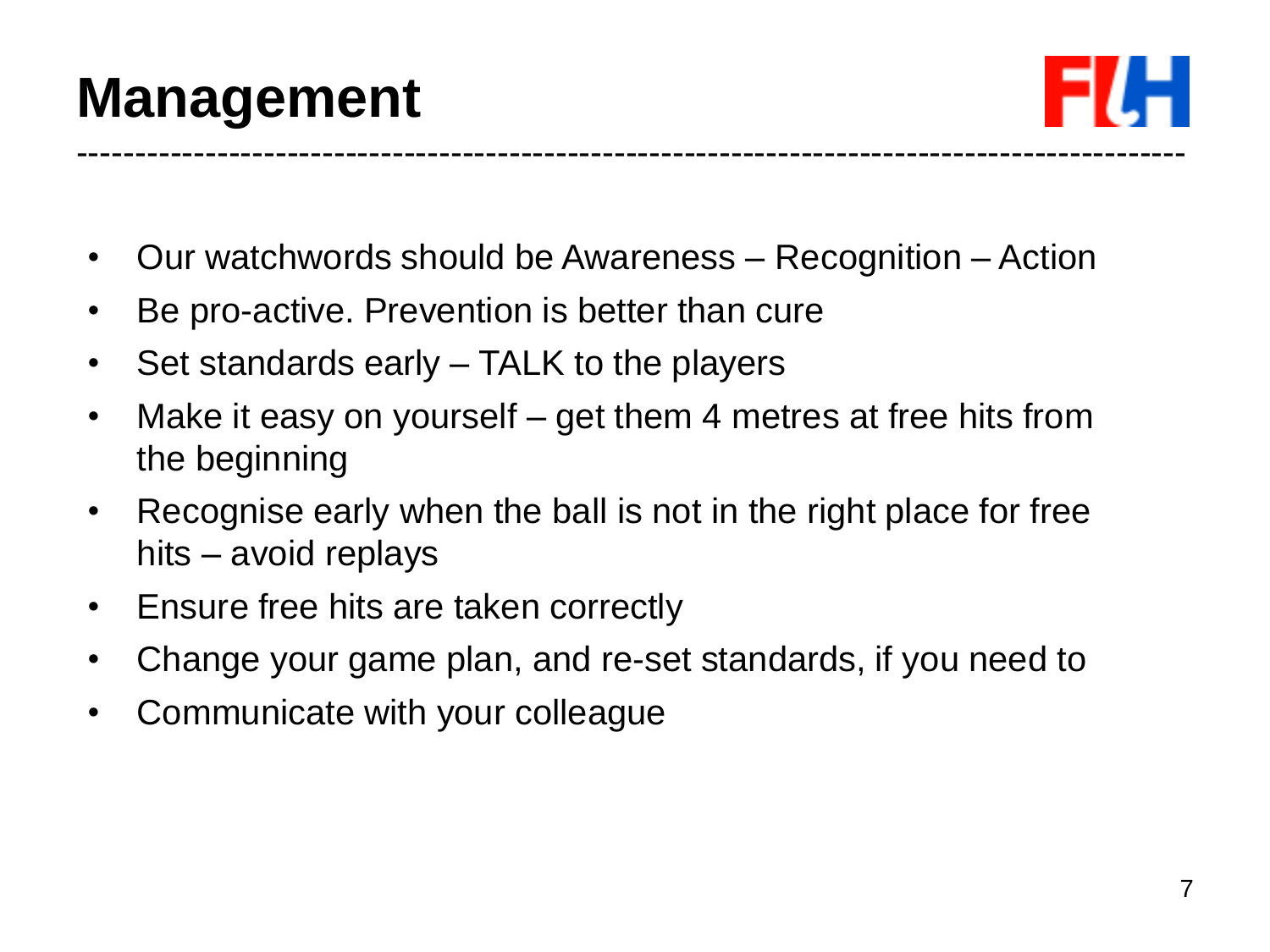# Management

- Our watchwords should be Awareness – Recognition – Action
- Be pro-active. Prevention is better than cure
- Set standards early – TALK to the players
- Make it easy on yourself – get them 4 metres at free hits from the beginning
- Recognise early when the ball is not in the right place for free hits – avoid replays
- Ensure free hits are taken correctly
- Change your game plan, and re-set standards, if you need to
- Communicate with your colleague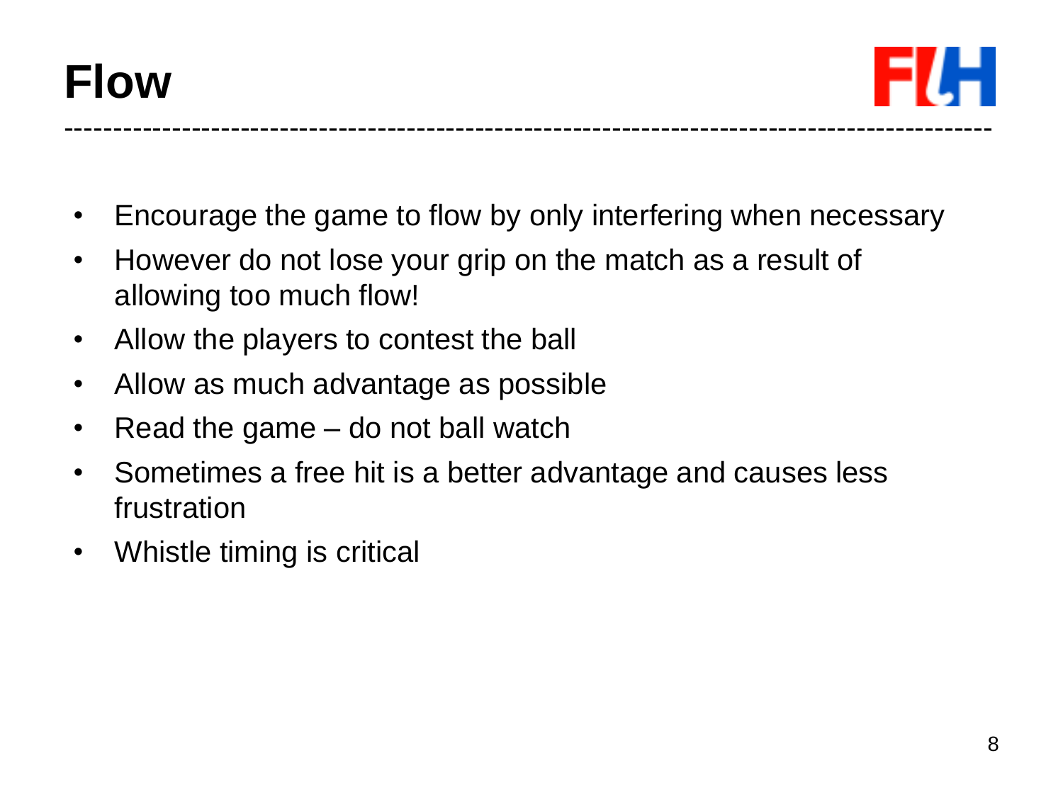# Flow

- Encourage the game to flow by only interfering when necessary
- However do not lose your grip on the match as a result of allowing too much flow!
- Allow the players to contest the ball
- Allow as much advantage as possible
- Read the game – do not ball watch
- Sometimes a free hit is a better advantage and causes less frustration
- Whistle timing is critical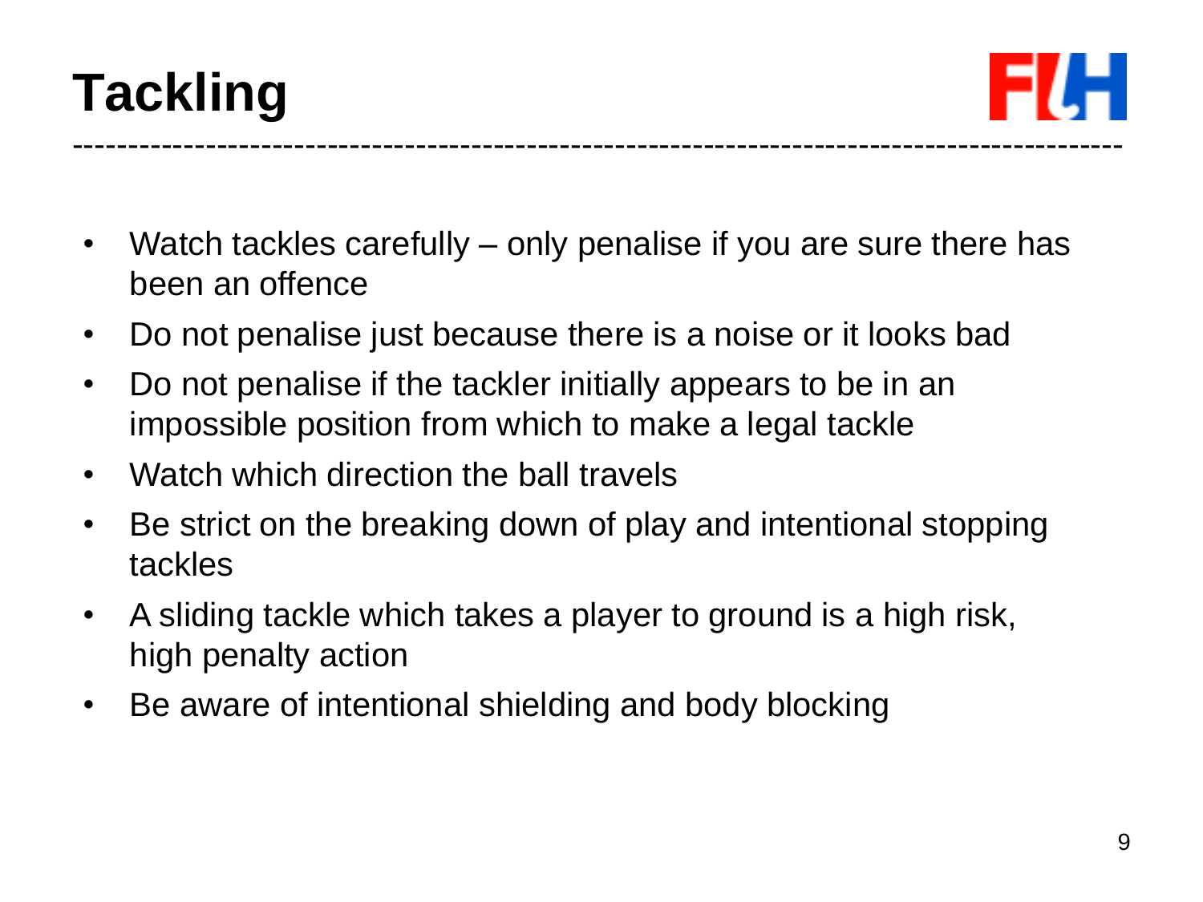# Tackling

- Watch tackles carefully – only penalise if you are sure there has been an offence
- Do not penalise just because there is a noise or it looks bad
- Do not penalise if the tackler initially appears to be in an impossible position from which to make a legal tackle
- Watch which direction the ball travels
- Be strict on the breaking down of play and intentional stopping tackles
- A sliding tackle which takes a player to ground is a high risk, high penalty action
- Be aware of intentional shielding and body blocking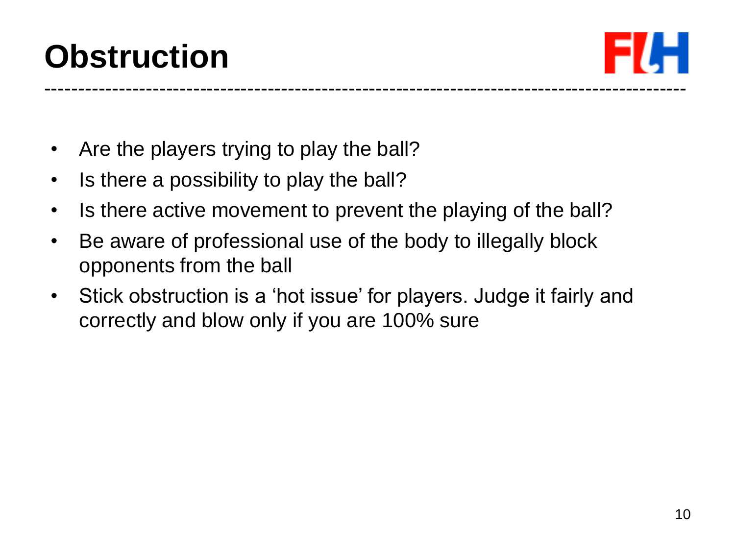# Obstruction

- Are the players trying to play the ball?
- Is there a possibility to play the ball?
- Is there active movement to prevent the playing of the ball?
- Be aware of professional use of the body to illegally block opponents from the ball
- Stick obstruction is a 'hot issue' for players. Judge it fairly and correctly and blow only if you are 100% sure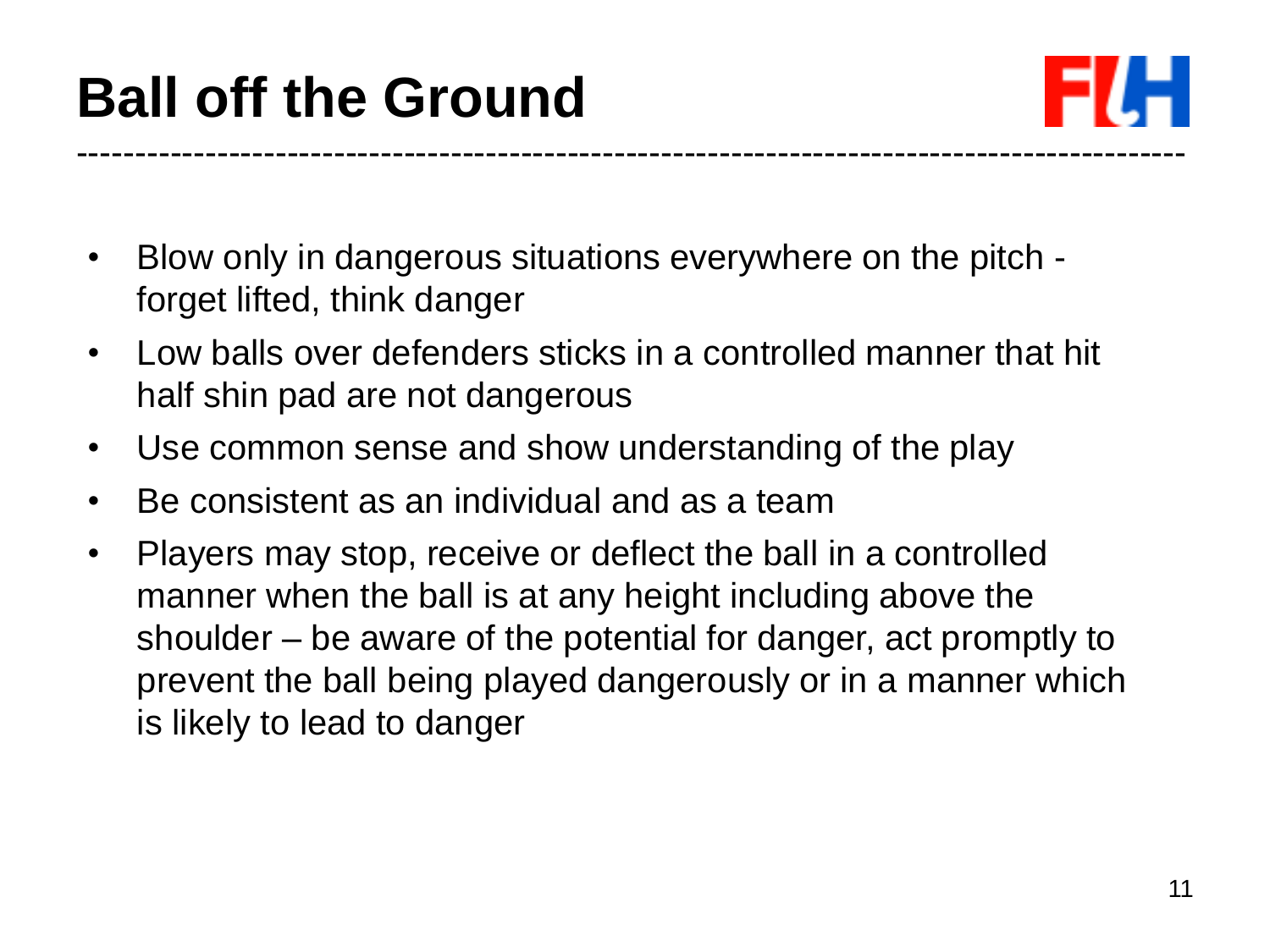# Ball off the Ground

- Blow only in dangerous situations everywhere on the pitch - forget lifted, think danger
- Low balls over defenders sticks in a controlled manner that hit half shin pad are not dangerous
- Use common sense and show understanding of the play
- Be consistent as an individual and as a team
- Players may stop, receive or deflect the ball in a controlled manner when the ball is at any height including above the shoulder – be aware of the potential for danger, act promptly to prevent the ball being played dangerously or in a manner which is likely to lead to danger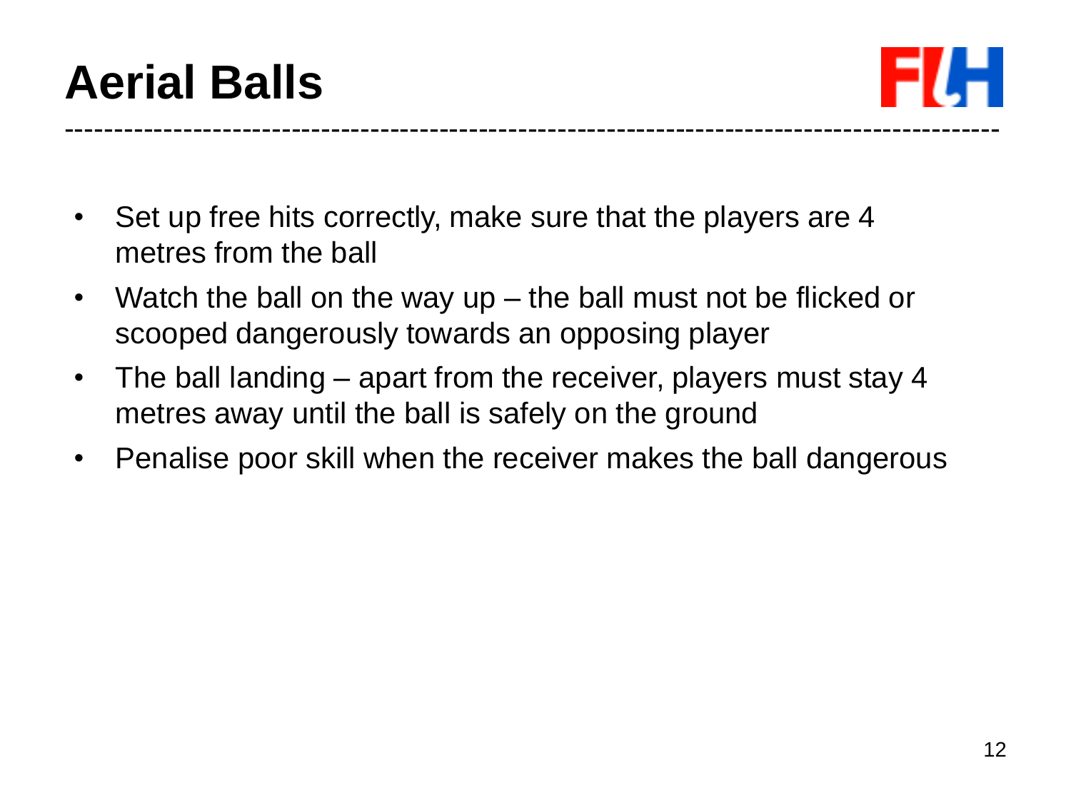# Aerial Balls

- Set up free hits correctly, make sure that the players are 4 metres from the ball
- Watch the ball on the way up – the ball must not be flicked or scooped dangerously towards an opposing player
- The ball landing – apart from the receiver, players must stay 4 metres away until the ball is safely on the ground
- Penalise poor skill when the receiver makes the ball dangerous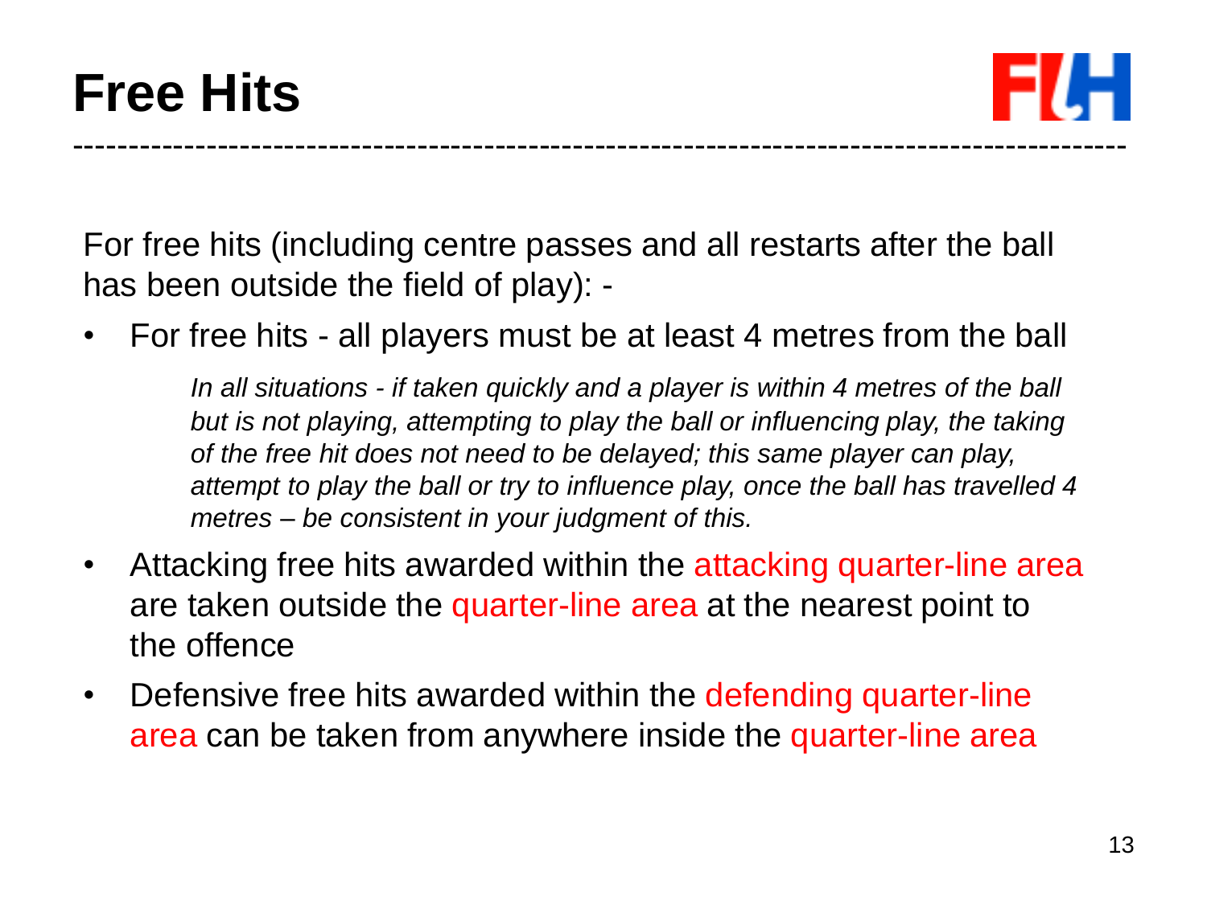# Free Hits

For free hits (including centre passes and all restarts after the ball has been outside the field of play): -

- For free hits - all players must be at least 4 metres from the ball

  *In all situations - if taken quickly and a player is within 4 metres of the ball but is not playing, attempting to play the ball or influencing play, the taking of the free hit does not need to be delayed; this same player can play, attempt to play the ball or try to influence play, once the ball has travelled 4 metres – be consistent in your judgment of this.*

- Attacking free hits awarded within the attacking quarter-line area are taken outside the quarter-line area at the nearest point to the offence
- Defensive free hits awarded within the defending quarter-line area can be taken from anywhere inside the quarter-line area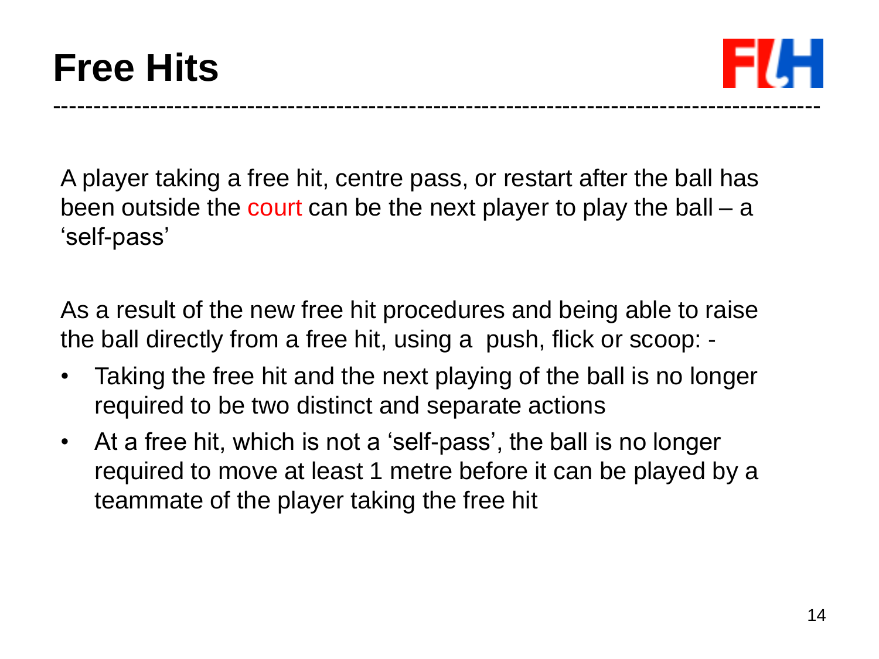# Free Hits

A player taking a free hit, centre pass, or restart after the ball has been outside the court can be the next player to play the ball – a 'self-pass'

As a result of the new free hit procedures and being able to raise the ball directly from a free hit, using a push, flick or scoop: -

- Taking the free hit and the next playing of the ball is no longer required to be two distinct and separate actions
- At a free hit, which is not a 'self-pass', the ball is no longer required to move at least 1 metre before it can be played by a teammate of the player taking the free hit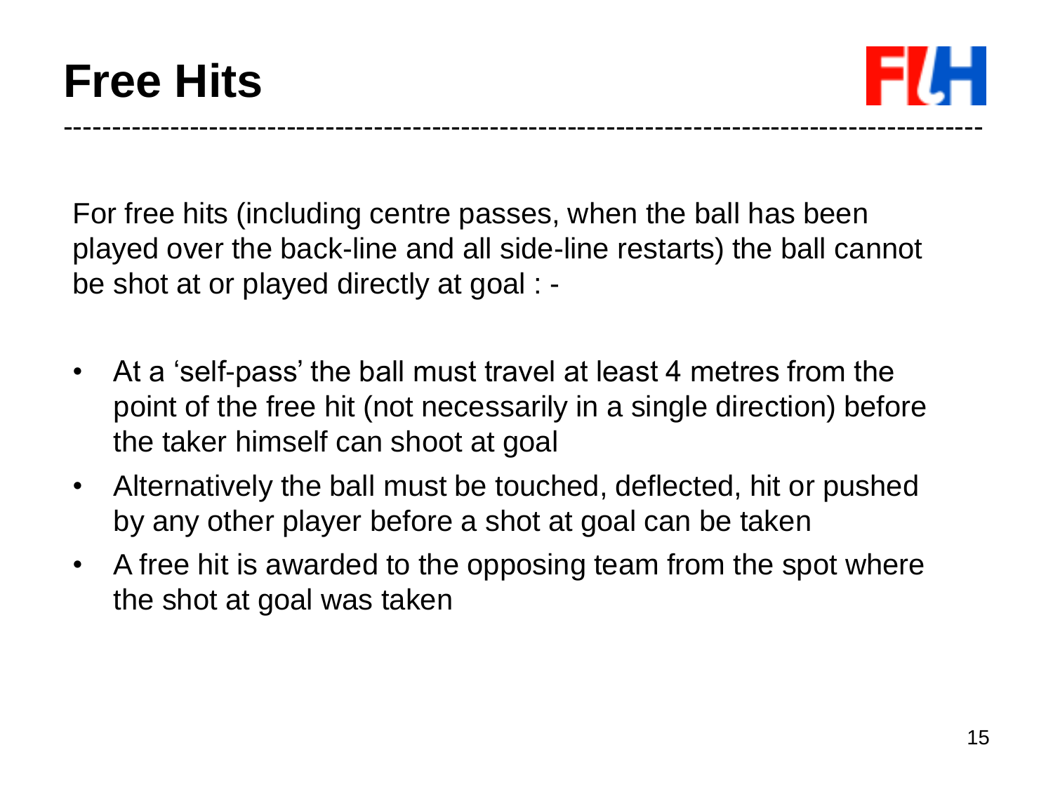# Free Hits

For free hits (including centre passes, when the ball has been played over the back-line and all side-line restarts) the ball cannot be shot at or played directly at goal : -

- At a 'self-pass' the ball must travel at least 4 metres from the point of the free hit (not necessarily in a single direction) before the taker himself can shoot at goal
- Alternatively the ball must be touched, deflected, hit or pushed by any other player before a shot at goal can be taken
- A free hit is awarded to the opposing team from the spot where the shot at goal was taken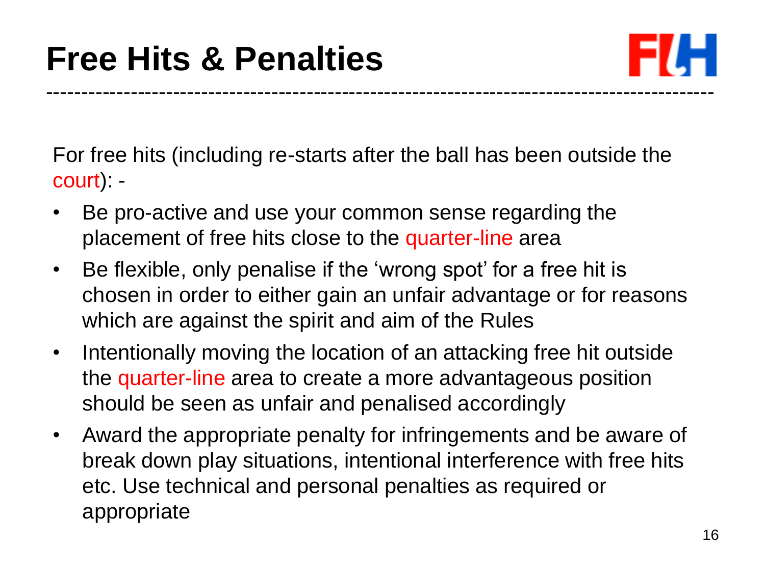# Free Hits & Penalties

For free hits (including re-starts after the ball has been outside the court): -

- Be pro-active and use your common sense regarding the placement of free hits close to the quarter-line area
- Be flexible, only penalise if the ‘wrong spot’ for a free hit is chosen in order to either gain an unfair advantage or for reasons which are against the spirit and aim of the Rules
- Intentionally moving the location of an attacking free hit outside the quarter-line area to create a more advantageous position should be seen as unfair and penalised accordingly
- Award the appropriate penalty for infringements and be aware of break down play situations, intentional interference with free hits etc. Use technical and personal penalties as required or appropriate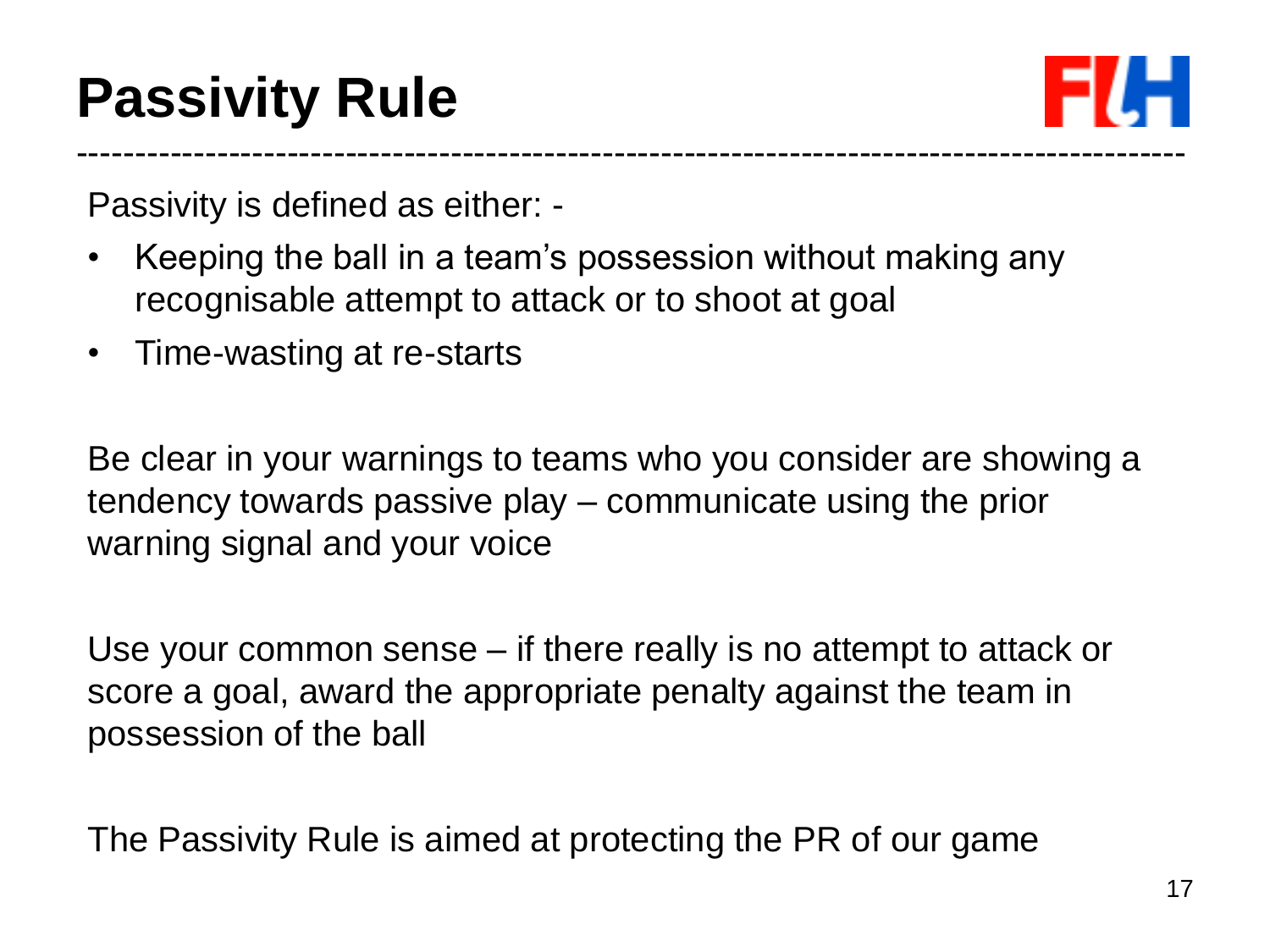# Passivity Rule

Passivity is defined as either: -

- Keeping the ball in a team's possession without making any recognisable attempt to attack or to shoot at goal
- Time-wasting at re-starts

Be clear in your warnings to teams who you consider are showing a tendency towards passive play – communicate using the prior warning signal and your voice

Use your common sense – if there really is no attempt to attack or score a goal, award the appropriate penalty against the team in possession of the ball

The Passivity Rule is aimed at protecting the PR of our game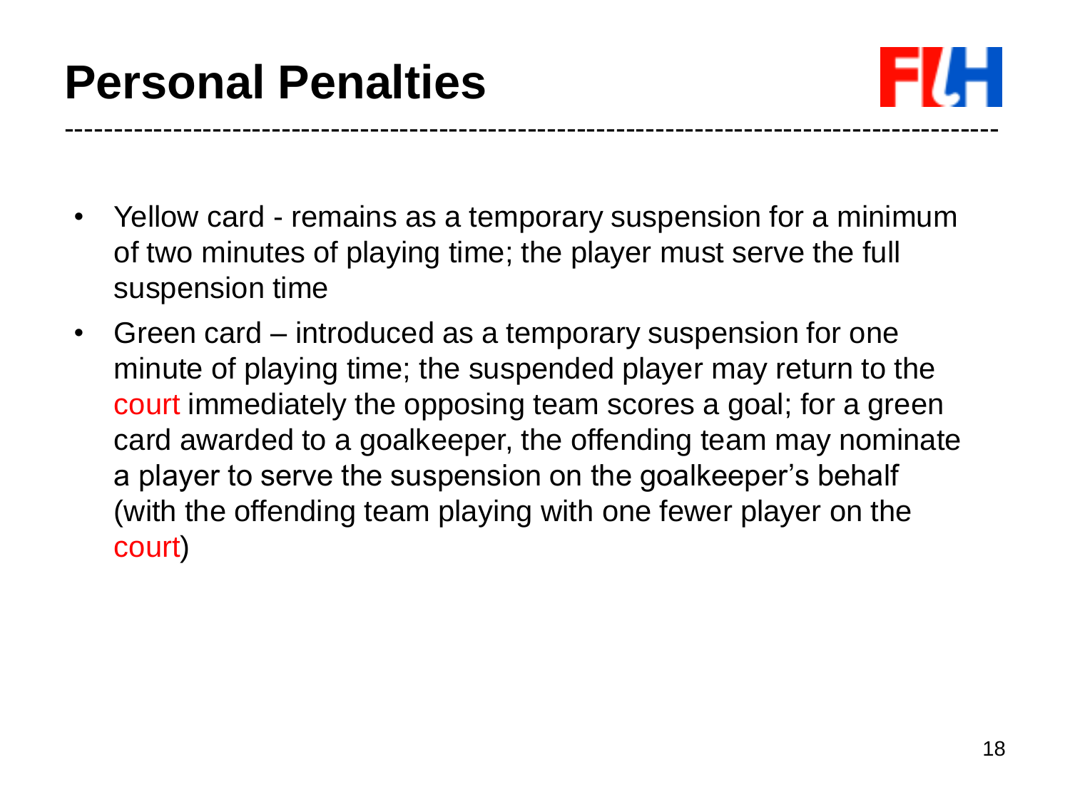# Personal Penalties

- Yellow card - remains as a temporary suspension for a minimum of two minutes of playing time; the player must serve the full suspension time
- Green card – introduced as a temporary suspension for one minute of playing time; the suspended player may return to the court immediately the opposing team scores a goal; for a green card awarded to a goalkeeper, the offending team may nominate a player to serve the suspension on the goalkeeper's behalf (with the offending team playing with one fewer player on the court)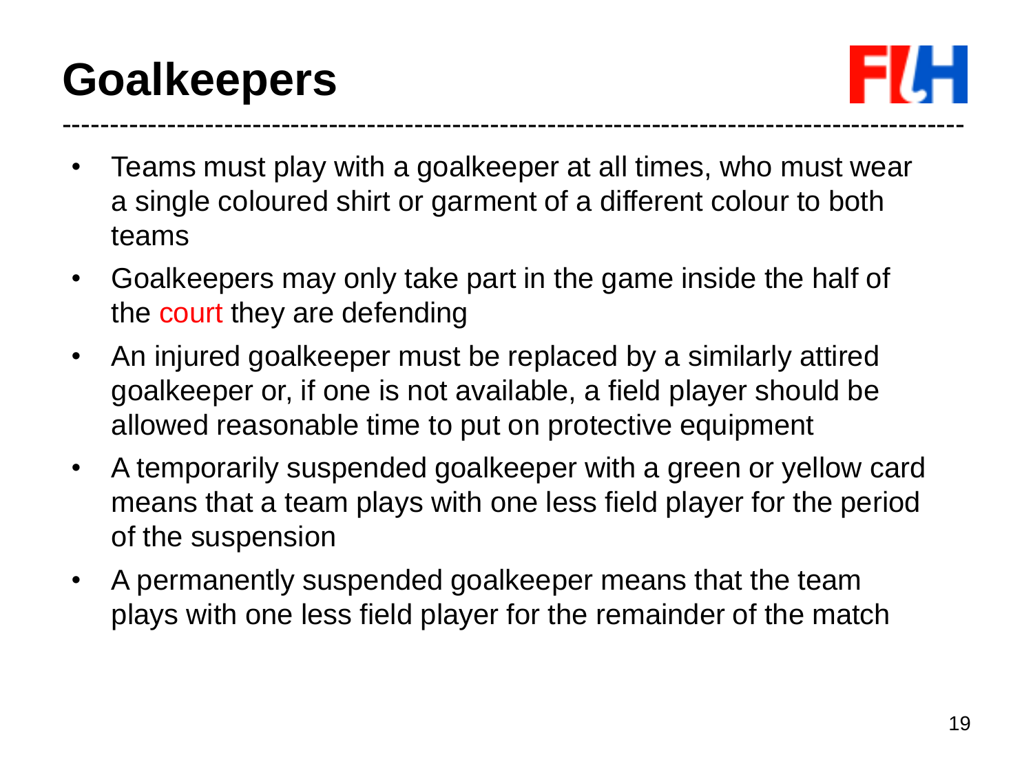# Goalkeepers

- Teams must play with a goalkeeper at all times, who must wear a single coloured shirt or garment of a different colour to both teams
- Goalkeepers may only take part in the game inside the half of the court they are defending
- An injured goalkeeper must be replaced by a similarly attired goalkeeper or, if one is not available, a field player should be allowed reasonable time to put on protective equipment
- A temporarily suspended goalkeeper with a green or yellow card means that a team plays with one less field player for the period of the suspension
- A permanently suspended goalkeeper means that the team plays with one less field player for the remainder of the match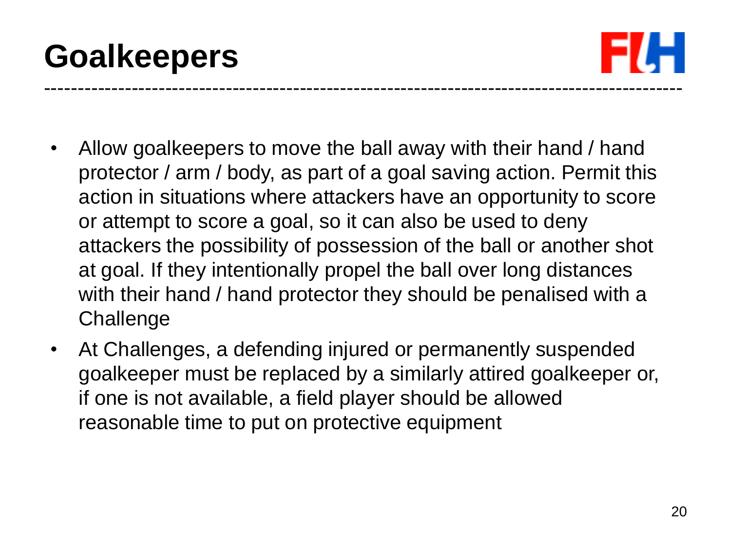# Goalkeepers

- Allow goalkeepers to move the ball away with their hand / hand protector / arm / body, as part of a goal saving action. Permit this action in situations where attackers have an opportunity to score or attempt to score a goal, so it can also be used to deny attackers the possibility of possession of the ball or another shot at goal. If they intentionally propel the ball over long distances with their hand / hand protector they should be penalised with a Challenge
- At Challenges, a defending injured or permanently suspended goalkeeper must be replaced by a similarly attired goalkeeper or, if one is not available, a field player should be allowed reasonable time to put on protective equipment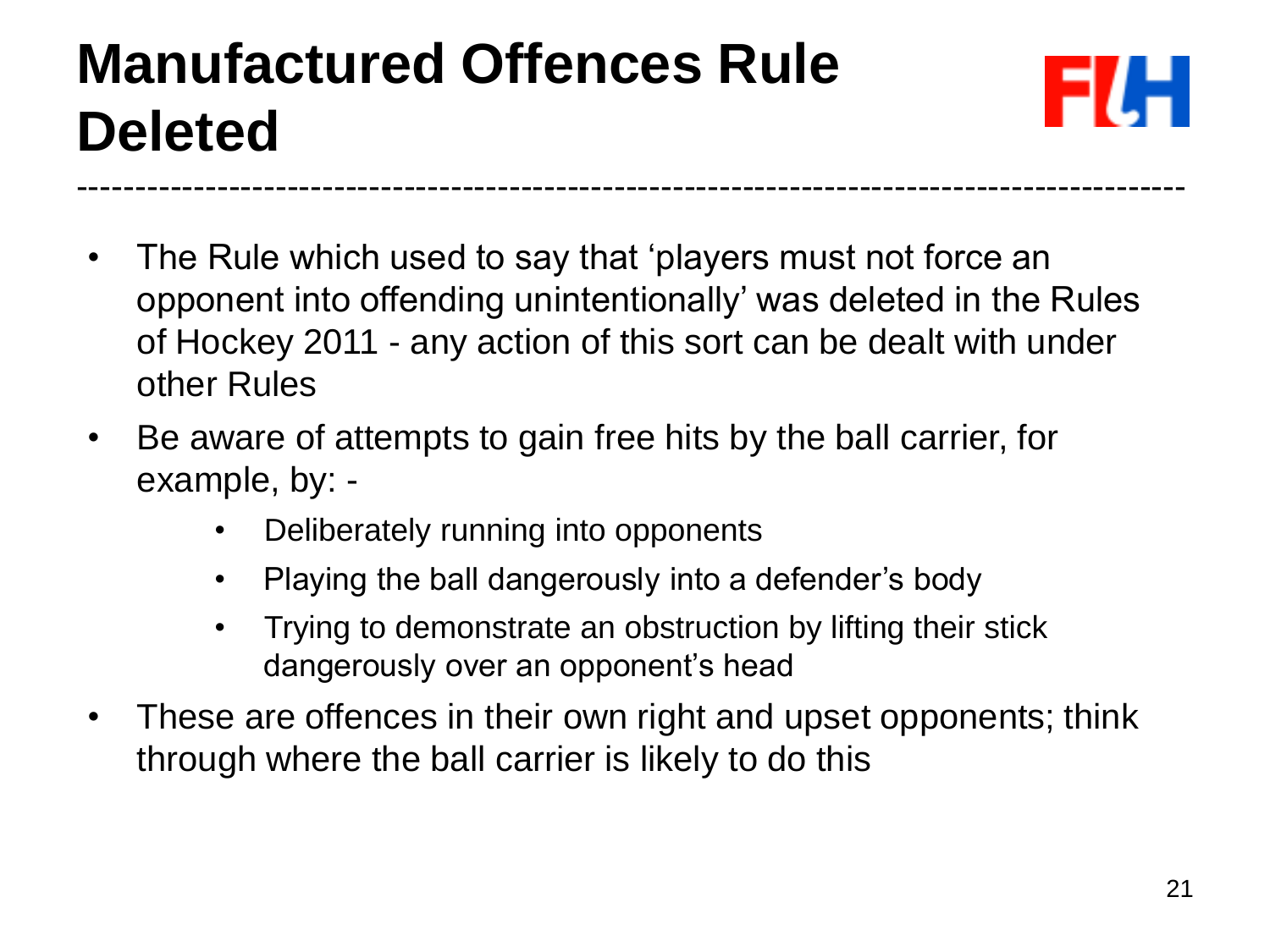# Manufactured Offences Rule Deleted

- The Rule which used to say that 'players must not force an opponent into offending unintentionally' was deleted in the Rules of Hockey 2011 - any action of this sort can be dealt with under other Rules
- Be aware of attempts to gain free hits by the ball carrier, for example, by: -
    - Deliberately running into opponents
    - Playing the ball dangerously into a defender's body
    - Trying to demonstrate an obstruction by lifting their stick dangerously over an opponent's head
- These are offences in their own right and upset opponents; think through where the ball carrier is likely to do this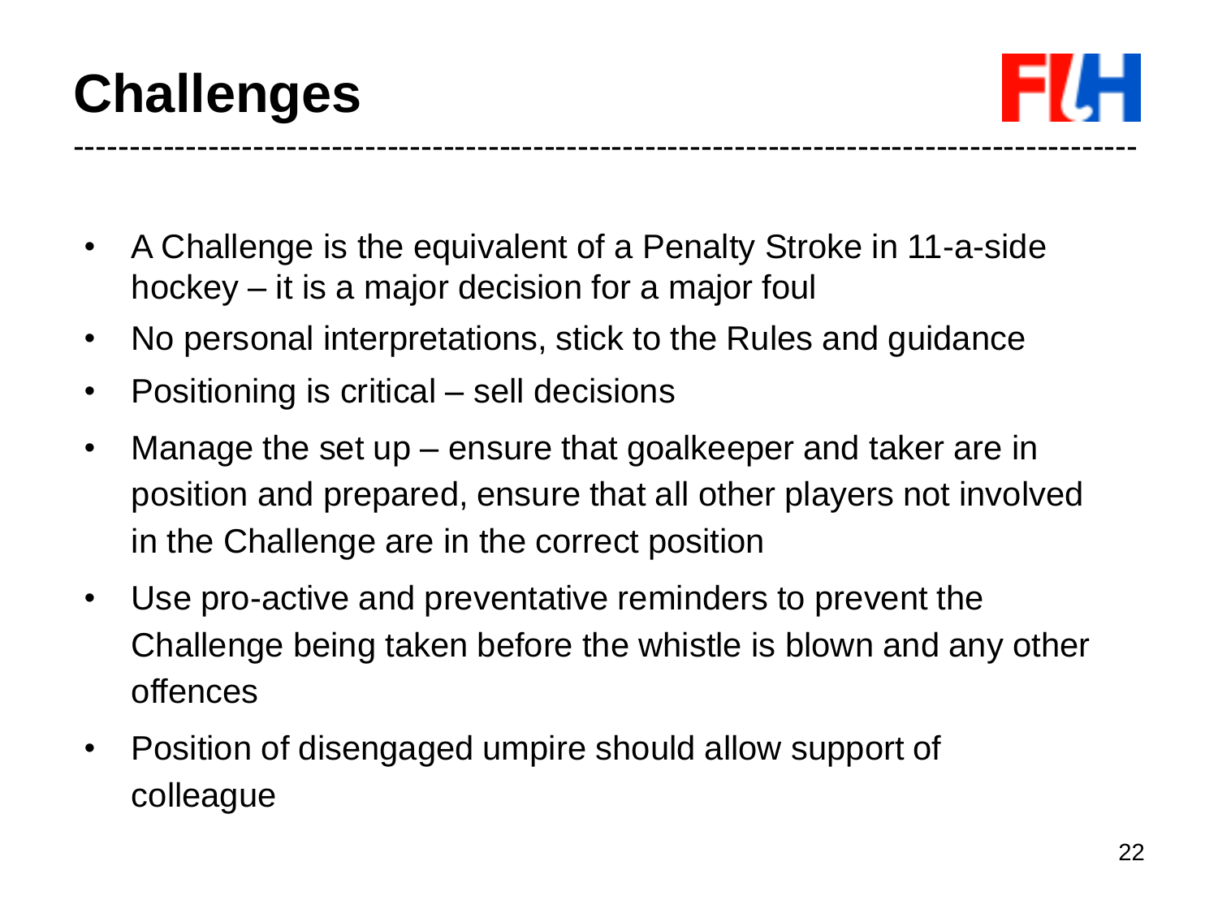# Challenges

- A Challenge is the equivalent of a Penalty Stroke in 11-a-side hockey – it is a major decision for a major foul
- No personal interpretations, stick to the Rules and guidance
- Positioning is critical – sell decisions
- Manage the set up – ensure that goalkeeper and taker are in position and prepared, ensure that all other players not involved in the Challenge are in the correct position
- Use pro-active and preventative reminders to prevent the Challenge being taken before the whistle is blown and any other offences
- Position of disengaged umpire should allow support of colleague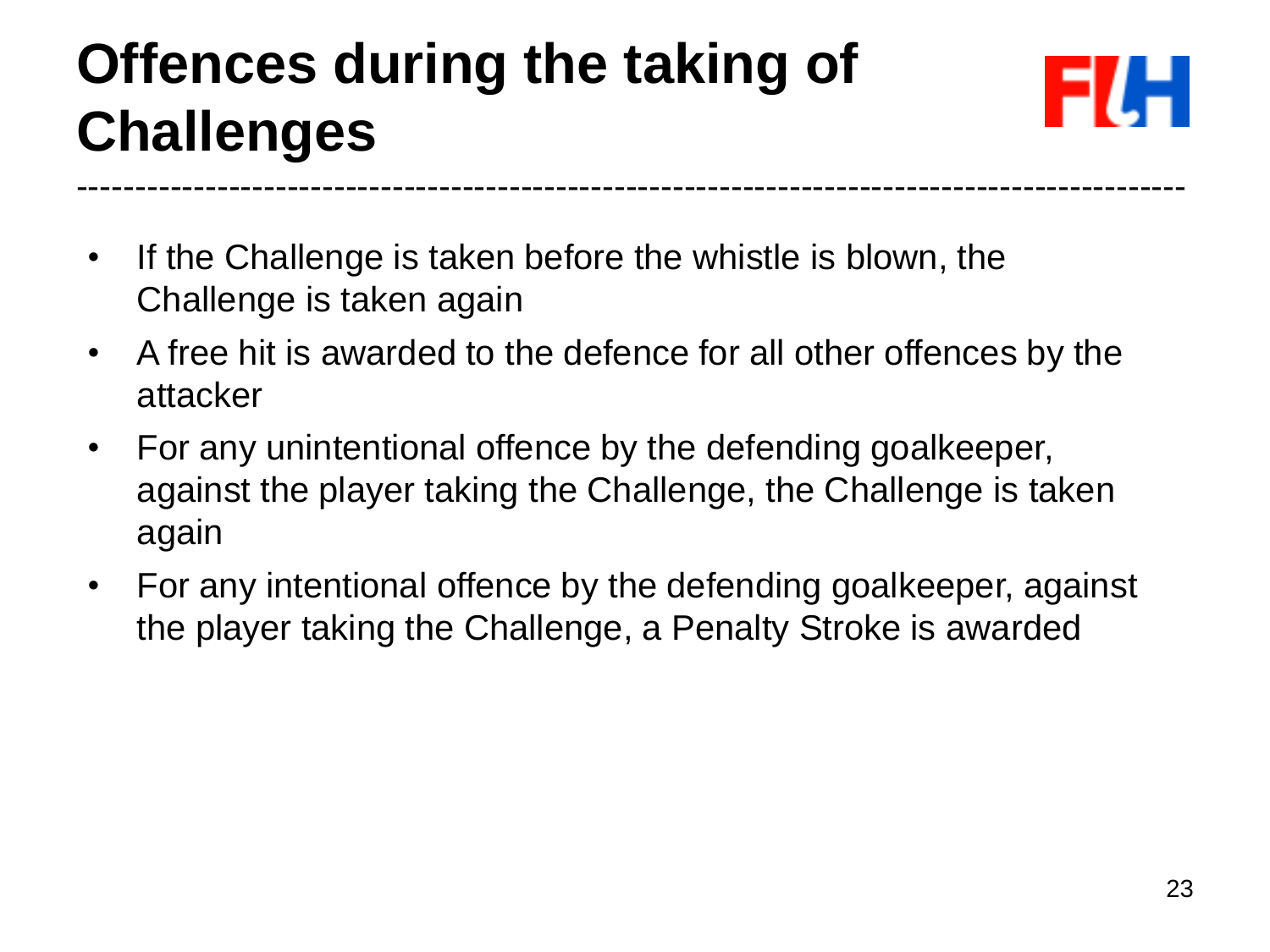# Offences during the taking of Challenges

- If the Challenge is taken before the whistle is blown, the Challenge is taken again
- A free hit is awarded to the defence for all other offences by the attacker
- For any unintentional offence by the defending goalkeeper, against the player taking the Challenge, the Challenge is taken again
- For any intentional offence by the defending goalkeeper, against the player taking the Challenge, a Penalty Stroke is awarded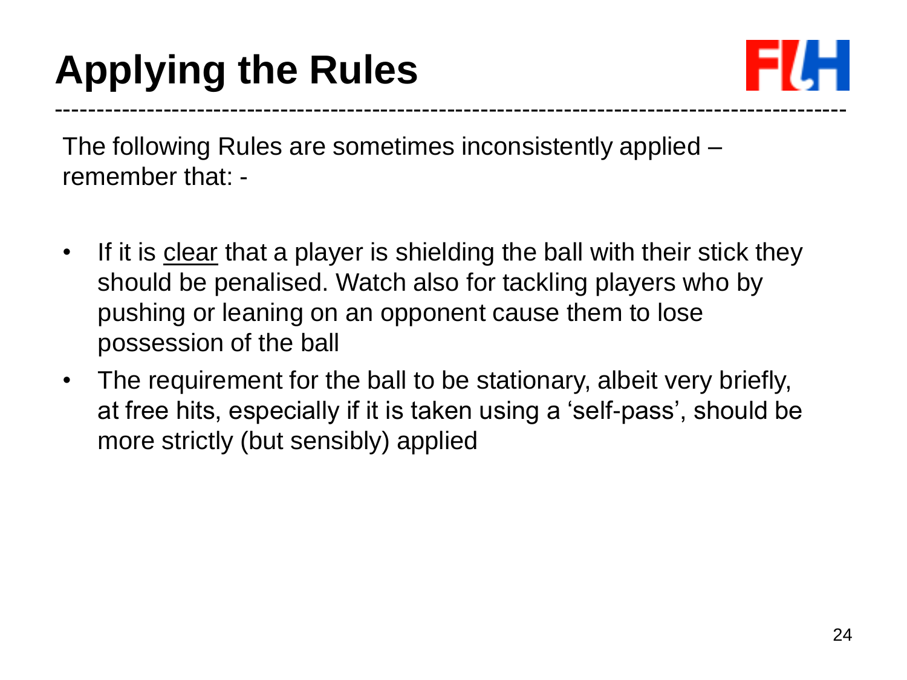# Applying the Rules

The following Rules are sometimes inconsistently applied – remember that: -

- If it is <u>clear</u> that a player is shielding the ball with their stick they should be penalised. Watch also for tackling players who by pushing or leaning on an opponent cause them to lose possession of the ball
- The requirement for the ball to be stationary, albeit very briefly, at free hits, especially if it is taken using a 'self-pass', should be more strictly (but sensibly) applied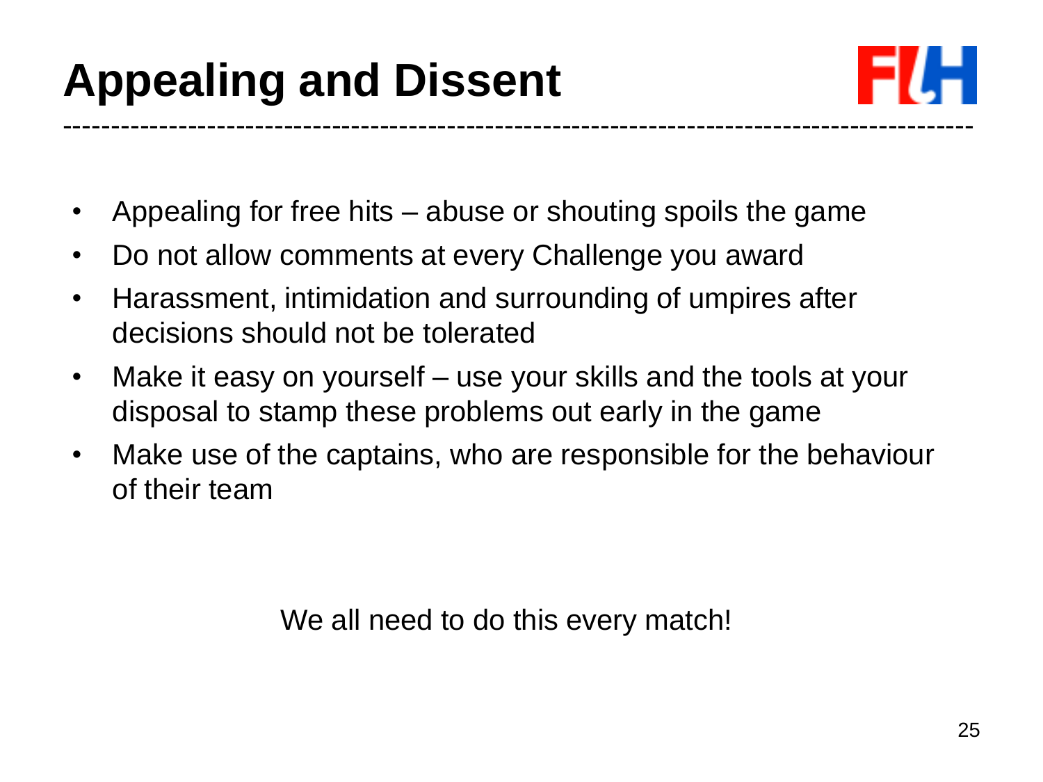# Appealing and Dissent

- Appealing for free hits – abuse or shouting spoils the game
- Do not allow comments at every Challenge you award
- Harassment, intimidation and surrounding of umpires after decisions should not be tolerated
- Make it easy on yourself – use your skills and the tools at your disposal to stamp these problems out early in the game
- Make use of the captains, who are responsible for the behaviour of their team

We all need to do this every match!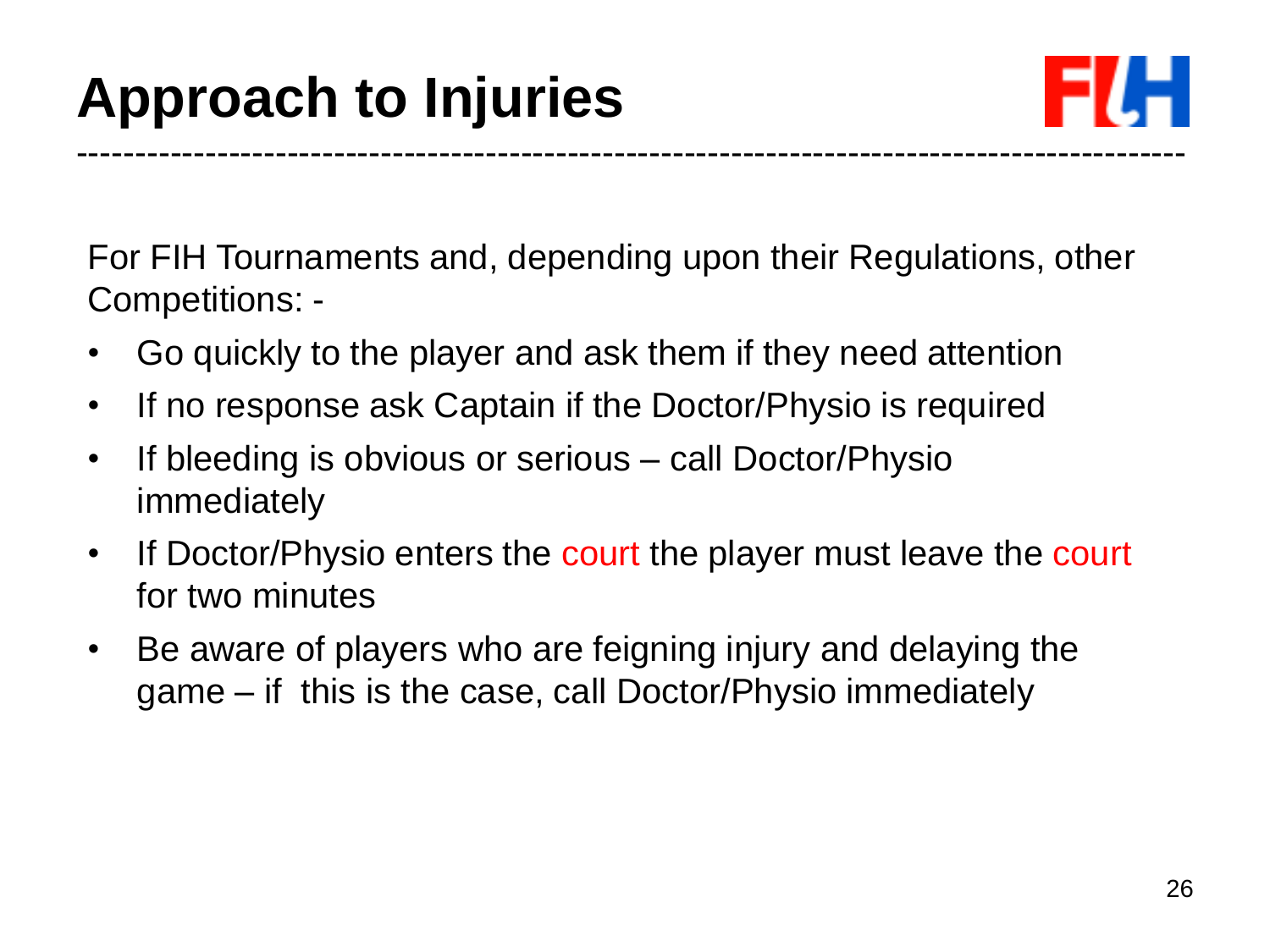# Approach to Injuries

For FIH Tournaments and, depending upon their Regulations, other Competitions: -

- Go quickly to the player and ask them if they need attention
- If no response ask Captain if the Doctor/Physio is required
- If bleeding is obvious or serious – call Doctor/Physio immediately
- If Doctor/Physio enters the court the player must leave the court for two minutes
- Be aware of players who are feigning injury and delaying the game – if this is the case, call Doctor/Physio immediately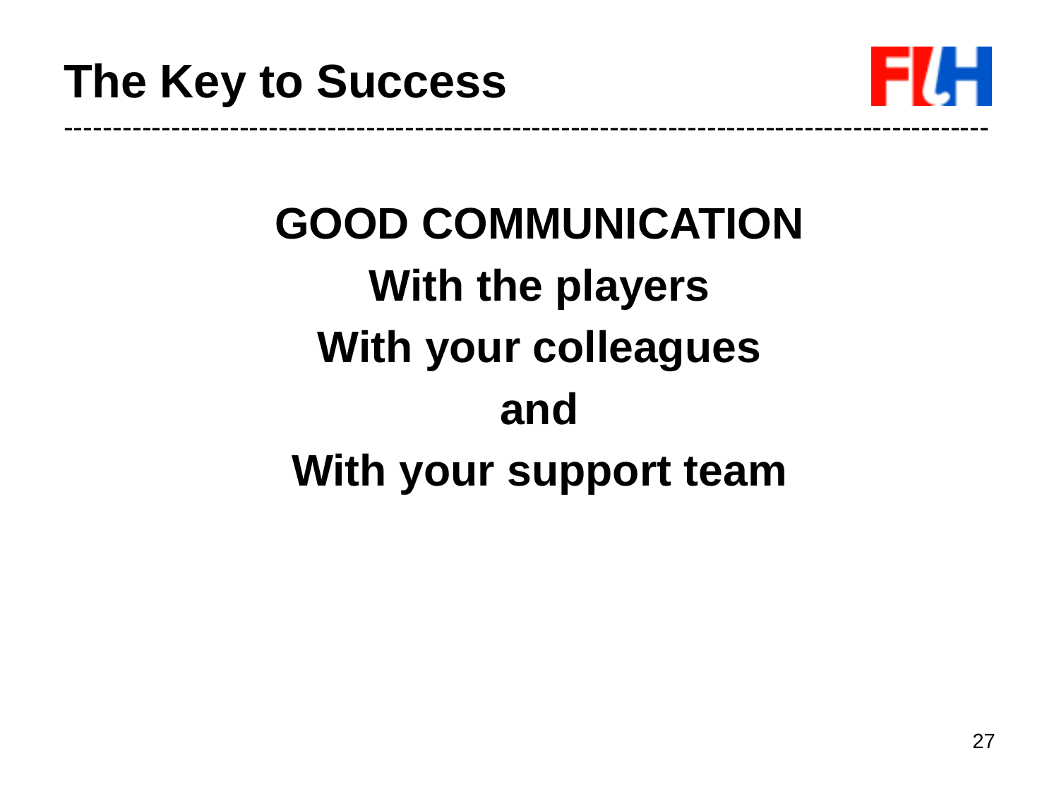# The Key to Success

**GOOD COMMUNICATION**

**With the players**

**With your colleagues**

**and**

**With your support team**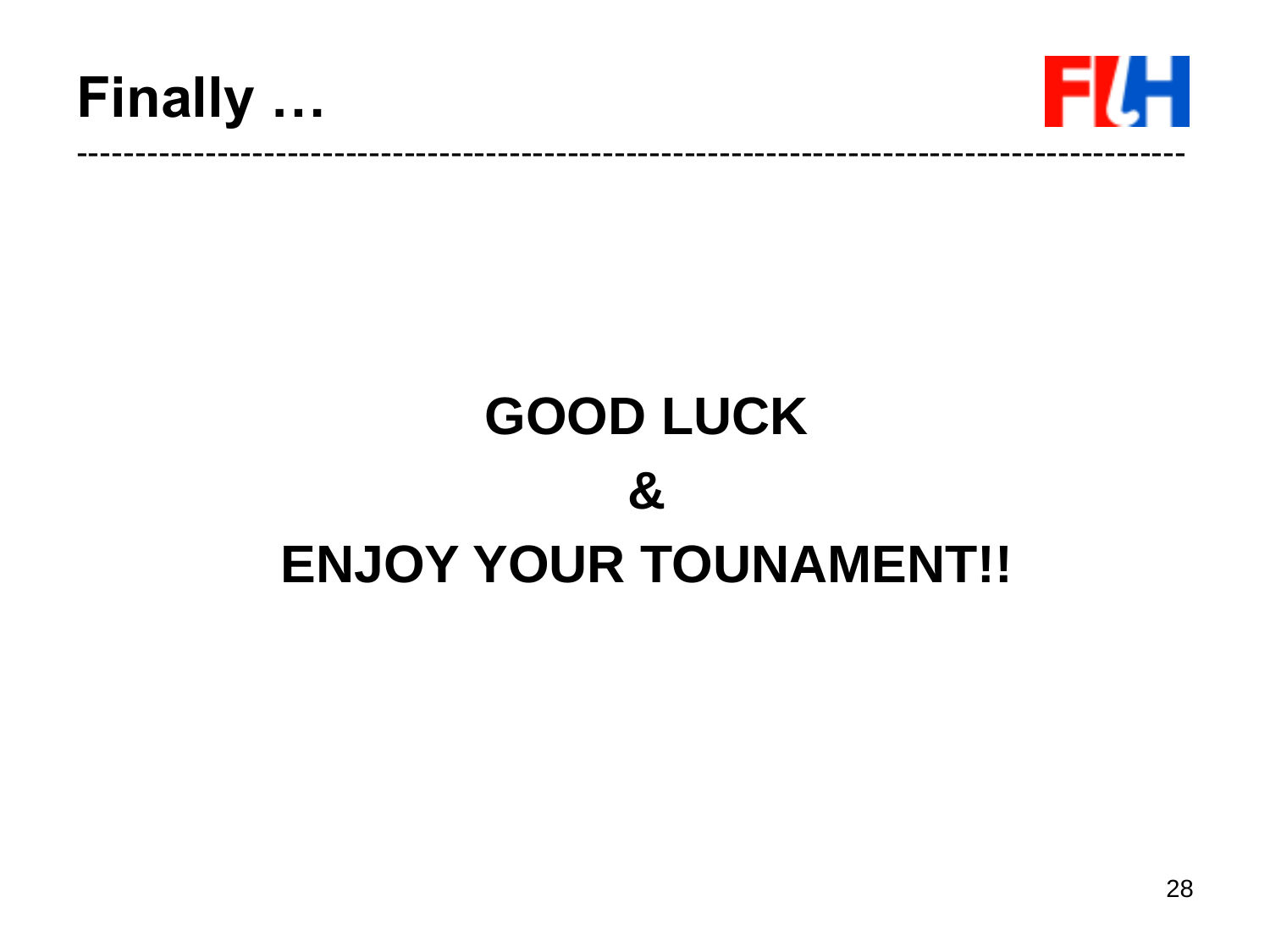# Finally …

**GOOD LUCK**

**&**

**ENJOY YOUR TOUNAMENT!!**